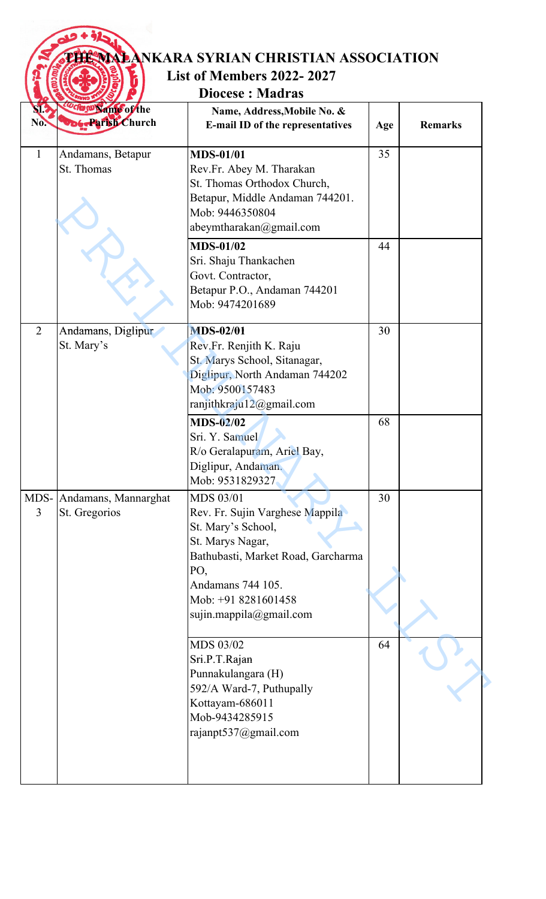# THE MALANKARA SYRIAN CHRISTIAN ASSOCIATION

## List of Members 2022- 2027

### Diocese : Madras

| Sl. No. | Name of the Parish Church | Name, Address,Mobile No. & E-mail ID of the representatives | Age | Remarks |
|---|---|---|---|---|
| 1 | Andamans, Betapur St. Thomas | **MDS-01/01** Rev.Fr. Abey M. Tharakan St. Thomas Orthodox Church, Betapur, Middle Andaman 744201. Mob: 9446350804 abeymtharakan@gmail.com | 35 | |
| | | **MDS-01/02** Sri. Shaju Thankachen Govt. Contractor, Betapur P.O., Andaman 744201 Mob: 9474201689 | 44 | |
| 2 | Andamans, Diglipur St. Mary's | **MDS-02/01** Rev.Fr. Renjith K. Raju St. Marys School, Sitanagar, Diglipur, North Andaman 744202 Mob: 9500157483 ranjithkraju12@gmail.com | 30 | |
| | | **MDS-02/02** Sri. Y. Samuel R/o Geralapuram, Ariel Bay, Diglipur, Andaman. Mob: 9531829327 | 68 | |
| MDS-3 | Andamans, Mannarghat St. Gregorios | MDS 03/01 Rev. Fr. Sujin Varghese Mappila St. Mary's School, St. Marys Nagar, Bathubasti, Market Road, Garcharma PO, Andamans 744 105. Mob: +91 8281601458 sujin.mappila@gmail.com | 30 | |
| | | MDS 03/02 Sri.P.T.Rajan Punnakulangara (H) 592/A Ward-7, Puthupally Kottayam-686011 Mob-9434285915 rajanpt537@gmail.com | 64 | |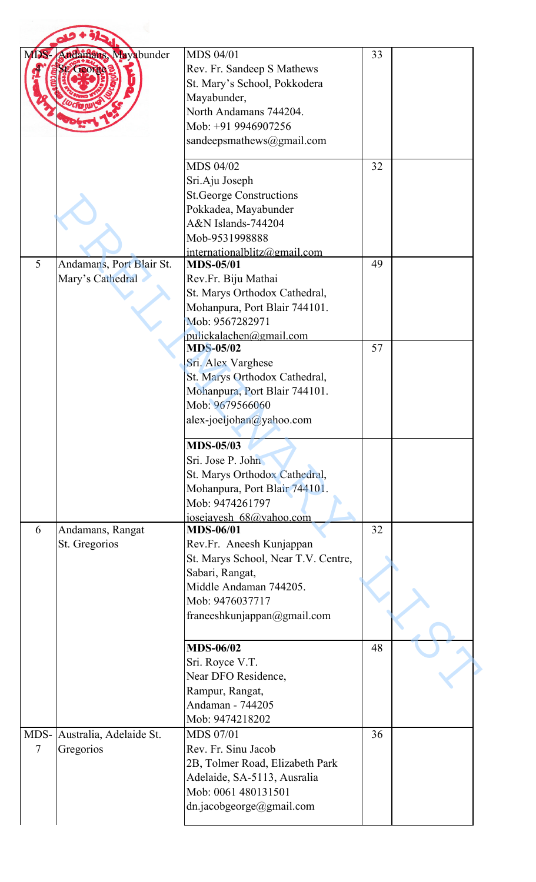| MDS-4 | Andamans, Mayabunder St. George | MDS 04/01<br>Rev. Fr. Sandeep S Mathews<br>St. Mary's School, Pokkodera<br>Mayabunder,<br>North Andamans 744204.<br>Mob: +91 9946907256<br>sandeepsmathews@gmail.com | 33 | |
|---|---|---|---|---|
| | | MDS 04/02<br>Sri.Aju Joseph<br>St.George Constructions<br>Pokkadea, Mayabunder<br>A&N Islands-744204<br>Mob-9531998888<br>internationalblitz@gmail.com | 32 | |
| 5 | Andamans, Port Blair St. Mary's Cathedral | **MDS-05/01**<br>Rev.Fr. Biju Mathai<br>St. Marys Orthodox Cathedral,<br>Mohanpura, Port Blair 744101.<br>Mob: 9567282971<br>pulickalachen@gmail.com | 49 | |
| | | **MDS-05/02**<br>Sri. Alex Varghese<br>St. Marys Orthodox Cathedral,<br>Mohanpura, Port Blair 744101.<br>Mob: 9679566060<br>alex-joeljohan@yahoo.com | 57 | |
| | | **MDS-05/03**<br>Sri. Jose P. John<br>St. Marys Orthodox Cathedral,<br>Mohanpura, Port Blair 744101.<br>Mob: 9474261797<br>josejayesh_68@yahoo.com | | |
| 6 | Andamans, Rangat St. Gregorios | **MDS-06/01**<br>Rev.Fr. Aneesh Kunjappan<br>St. Marys School, Near T.V. Centre,<br>Sabari, Rangat,<br>Middle Andaman 744205.<br>Mob: 9476037717<br>franeeshkunjappan@gmail.com | 32 | |
| | | **MDS-06/02**<br>Sri. Royce V.T.<br>Near DFO Residence,<br>Rampur, Rangat,<br>Andaman - 744205<br>Mob: 9474218202 | 48 | |
| MDS-7 | Australia, Adelaide St. Gregorios | MDS 07/01<br>Rev. Fr. Sinu Jacob<br>2B, Tolmer Road, Elizabeth Park<br>Adelaide, SA-5113, Ausralia<br>Mob: 0061 480131501<br>dn.jacobgeorge@gmail.com | 36 | |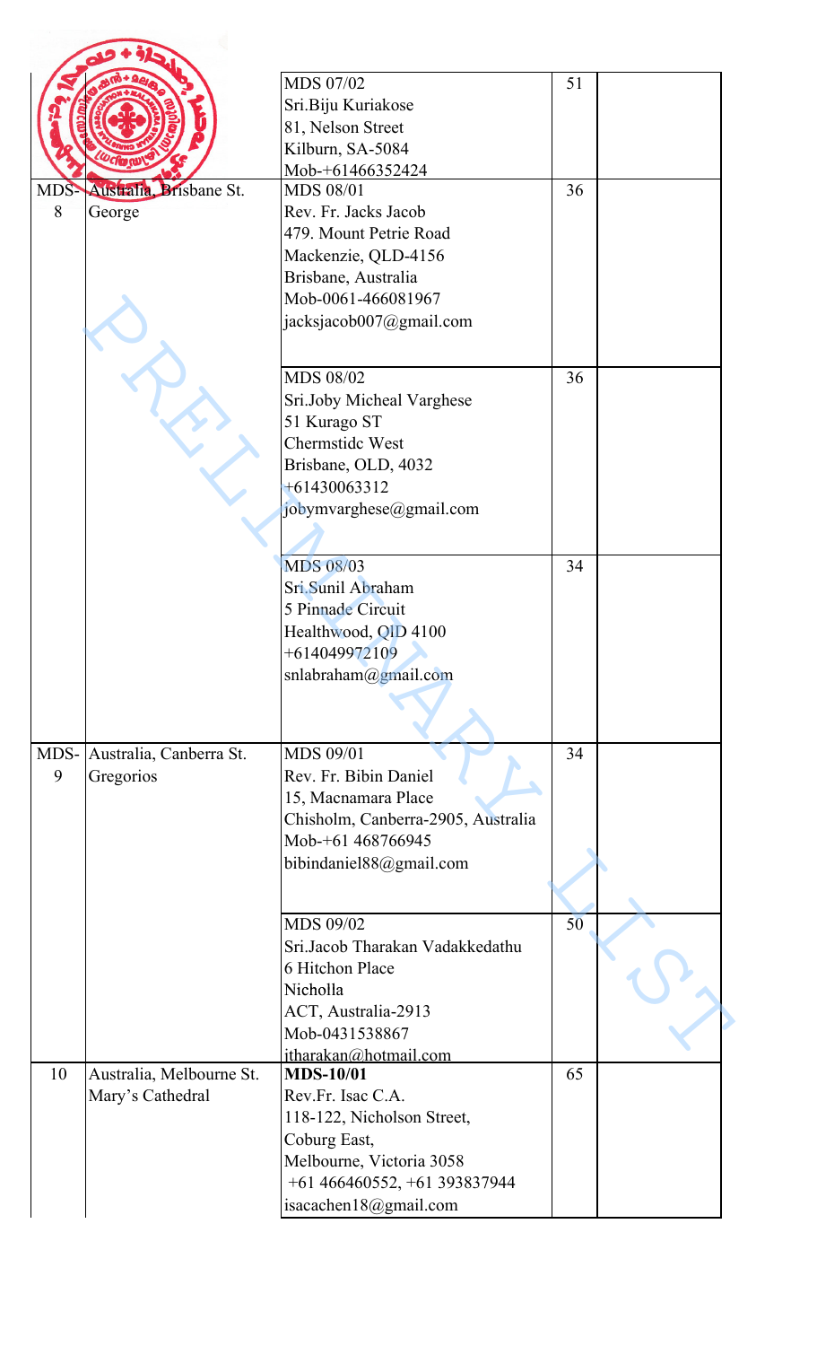| | | | | |
|---|---|---|---|---|
| | | MDS 07/02<br>Sri.Biju Kuriakose<br>81, Nelson Street<br>Kilburn, SA-5084<br>Mob-+61466352424 | 51 | |
| MDS-8 | Australia, Brisbane St. George | MDS 08/01<br>Rev. Fr. Jacks Jacob<br>479. Mount Petrie Road<br>Mackenzie, QLD-4156<br>Brisbane, Australia<br>Mob-0061-466081967<br>jacksjacob007@gmail.com | 36 | |
| | | MDS 08/02<br>Sri.Joby Micheal Varghese<br>51 Kurago ST<br>Chermstidc West<br>Brisbane, OLD, 4032<br>+61430063312<br>jobymvarghese@gmail.com | 36 | |
| | | MDS 08/03<br>Sri.Sunil Abraham<br>5 Pinnade Circuit<br>Healthwood, QID 4100<br>+614049972109<br>snlabraham@gmail.com | 34 | |
| MDS-9 | Australia, Canberra St. Gregorios | MDS 09/01<br>Rev. Fr. Bibin Daniel<br>15, Macnamara Place<br>Chisholm, Canberra-2905, Australia<br>Mob-+61 468766945<br>bibindaniel88@gmail.com | 34 | |
| | | MDS 09/02<br>Sri.Jacob Tharakan Vadakkedathu<br>6 Hitchon Place<br>Nicholla<br>ACT, Australia-2913<br>Mob-0431538867<br>jtharakan@hotmail.com | 50 | |
| 10 | Australia, Melbourne St. Mary's Cathedral | **MDS-10/01**<br>Rev.Fr. Isac C.A.<br>118-122, Nicholson Street,<br>Coburg East,<br>Melbourne, Victoria 3058<br>+61 466460552, +61 393837944<br>isacachen18@gmail.com | 65 | |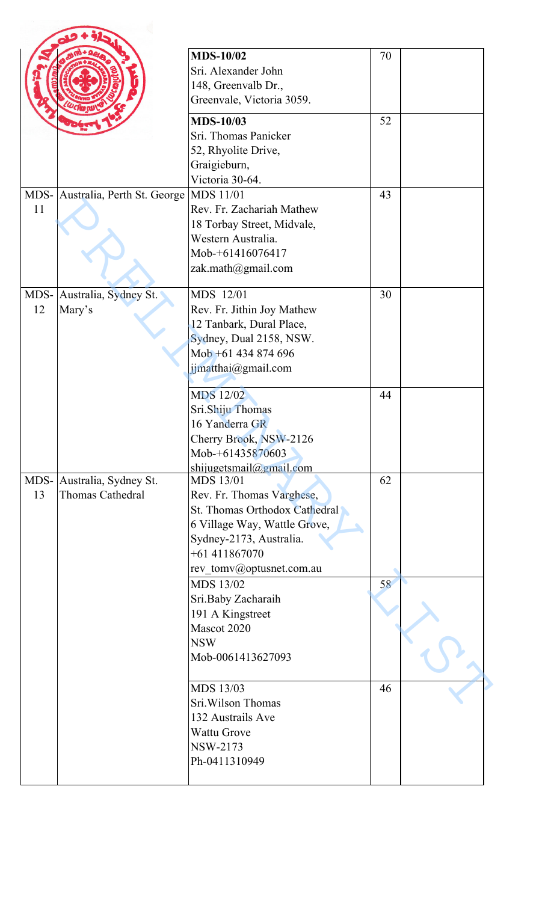| | | | | |
|---|---|---|---|---|
| | | **MDS-10/02**<br>Sri. Alexander John<br>148, Greenvalb Dr.,<br>Greenvale, Victoria 3059. | 70 | |
| | | **MDS-10/03**<br>Sri. Thomas Panicker<br>52, Rhyolite Drive,<br>Graigieburn,<br>Victoria 30-64. | 52 | |
| MDS-11 | Australia, Perth St. George | MDS 11/01<br>Rev. Fr. Zachariah Mathew<br>18 Torbay Street, Midvale,<br>Western Australia.<br>Mob-+61416076417<br>zak.math@gmail.com | 43 | |
| MDS-12 | Australia, Sydney St. Mary's | MDS 12/01<br>Rev. Fr. Jithin Joy Mathew<br>12 Tanbark, Dural Place,<br>Sydney, Dual 2158, NSW.<br>Mob +61 434 874 696<br>jjmatthai@gmail.com | 30 | |
| | | MDS 12/02<br>Sri.Shiju Thomas<br>16 Yanderra GR<br>Cherry Brook, NSW-2126<br>Mob-+61435870603<br>shijugetsmail@gmail.com | 44 | |
| MDS-13 | Australia, Sydney St. Thomas Cathedral | MDS 13/01<br>Rev. Fr. Thomas Varghese,<br>St. Thomas Orthodox Cathedral<br>6 Village Way, Wattle Grove,<br>Sydney-2173, Australia.<br>+61 411867070<br>rev_tomv@optusnet.com.au | 62 | |
| | | MDS 13/02<br>Sri.Baby Zacharaih<br>191 A Kingstreet<br>Mascot 2020<br>NSW<br>Mob-0061413627093 | 58 | |
| | | MDS 13/03<br>Sri.Wilson Thomas<br>132 Austrails Ave<br>Wattu Grove<br>NSW-2173<br>Ph-0411310949 | 46 | |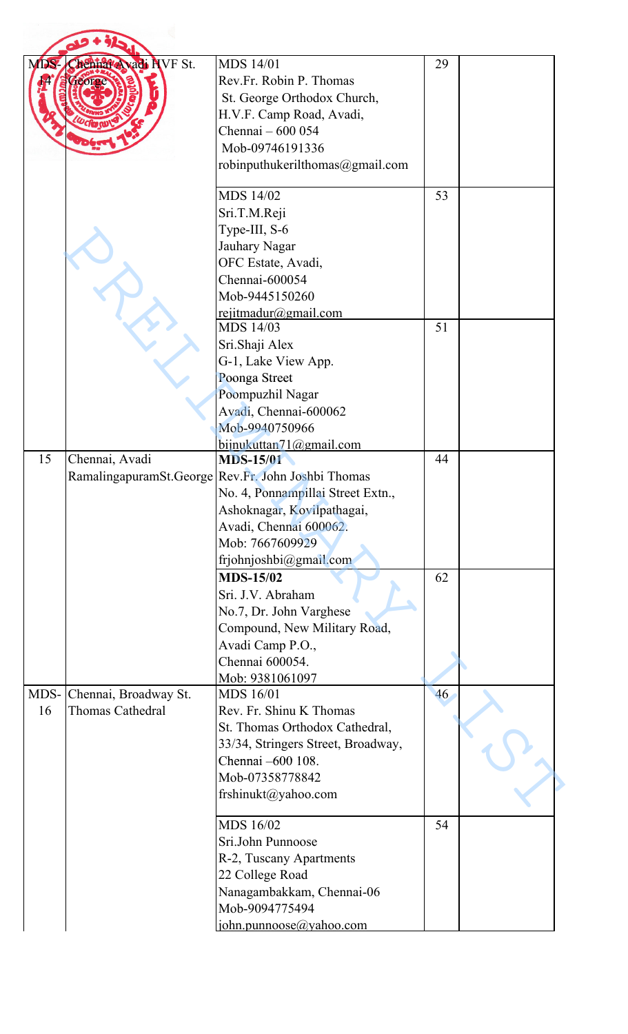| MDS-14 | Chennai Avadi HVF St. George | MDS 14/01<br>Rev.Fr. Robin P. Thomas<br>St. George Orthodox Church,<br>H.V.F. Camp Road, Avadi,<br>Chennai – 600 054<br>Mob-09746191336<br>robinputhukerilthomas@gmail.com | 29 | |
|---|---|---|---|---|
| | | MDS 14/02<br>Sri.T.M.Reji<br>Type-III, S-6<br>Jauhary Nagar<br>OFC Estate, Avadi,<br>Chennai-600054<br>Mob-9445150260<br>rejitmadur@gmail.com | 53 | |
| | | MDS 14/03<br>Sri.Shaji Alex<br>G-1, Lake View App.<br>Poonga Street<br>Poompuzhil Nagar<br>Avadi, Chennai-600062<br>Mob-9940750966<br>bijnukuttan71@gmail.com | 51 | |
| 15 | Chennai, Avadi RamalingapuramSt.George | **MDS-15/01**<br>Rev.Fr. John Joshbi Thomas<br>No. 4, Ponnampillai Street Extn.,<br>Ashoknagar, Kovilpathagai,<br>Avadi, Chennai 600062.<br>Mob: 7667609929<br>frjohnjoshbi@gmail.com | 44 | |
| | | **MDS-15/02**<br>Sri. J.V. Abraham<br>No.7, Dr. John Varghese<br>Compound, New Military Road,<br>Avadi Camp P.O.,<br>Chennai 600054.<br>Mob: 9381061097 | 62 | |
| MDS-16 | Chennai, Broadway St. Thomas Cathedral | MDS 16/01<br>Rev. Fr. Shinu K Thomas<br>St. Thomas Orthodox Cathedral,<br>33/34, Stringers Street, Broadway,<br>Chennai –600 108.<br>Mob-07358778842<br>frshinukt@yahoo.com | 46 | |
| | | MDS 16/02<br>Sri.John Punnoose<br>R-2, Tuscany Apartments<br>22 College Road<br>Nanagambakkam, Chennai-06<br>Mob-9094775494<br>john.punnoose@yahoo.com | 54 | |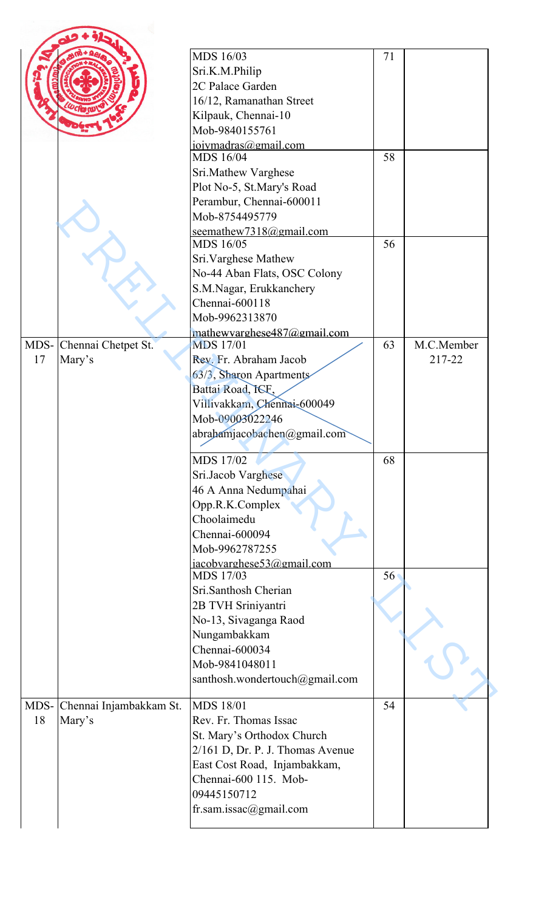| | | | | |
|---|---|---|---|---|
| | | MDS 16/03<br>Sri.K.M.Philip<br>2C Palace Garden<br>16/12, Ramanathan Street<br>Kilpauk, Chennai-10<br>Mob-9840155761<br>jojymadras@gmail.com | 71 | |
| | | MDS 16/04<br>Sri.Mathew Varghese<br>Plot No-5, St.Mary's Road<br>Perambur, Chennai-600011<br>Mob-8754495779<br>seemathew7318@gmail.com | 58 | |
| | | MDS 16/05<br>Sri.Varghese Mathew<br>No-44 Aban Flats, OSC Colony<br>S.M.Nagar, Erukkanchery<br>Chennai-600118<br>Mob-9962313870<br>mathewvarghese487@gmail.com | 56 | |
| MDS-17 | Chennai Chetpet St. Mary's | MDS 17/01<br>Rev. Fr. Abraham Jacob<br>63/3, Sharon Apartments<br>Battai Road, ICF,<br>Villivakkam, Chennai-600049<br>Mob-09003022246<br>abrahamjacobachen@gmail.com | 63 | M.C.Member 217-22 |
| | | MDS 17/02<br>Sri.Jacob Varghese<br>46 A Anna Nedumpahai<br>Opp.R.K.Complex<br>Choolaimedu<br>Chennai-600094<br>Mob-9962787255<br>jacobvarghese53@gmail.com | 68 | |
| | | MDS 17/03<br>Sri.Santhosh Cherian<br>2B TVH Sriniyantri<br>No-13, Sivaganga Raod<br>Nungambakkam<br>Chennai-600034<br>Mob-9841048011<br>santhosh.wondertouch@gmail.com | 56 | |
| MDS-18 | Chennai Injambakkam St. Mary's | MDS 18/01<br>Rev. Fr. Thomas Issac<br>St. Mary's Orthodox Church<br>2/161 D, Dr. P. J. Thomas Avenue<br>East Cost Road, Injambakkam,<br>Chennai-600 115. Mob-09445150712<br>fr.sam.issac@gmail.com | 54 | |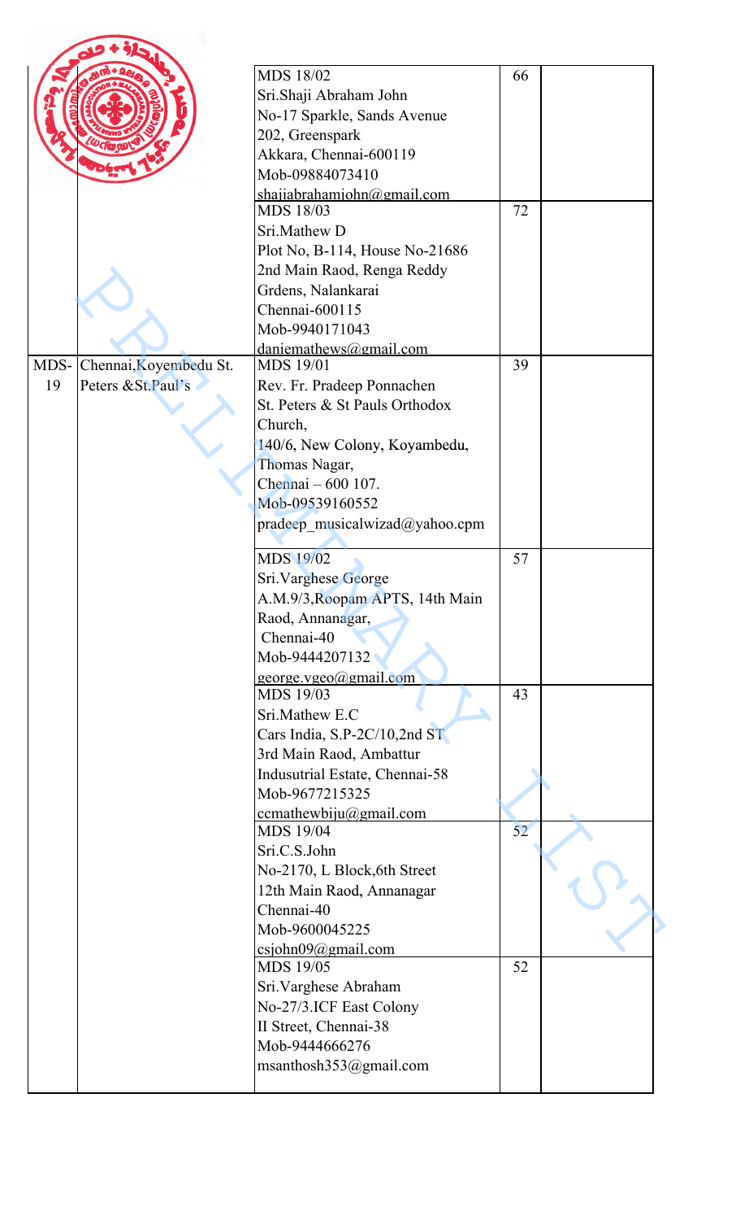| | | | | |
|---|---|---|---|---|
| | | MDS 18/02<br>Sri.Shaji Abraham John<br>No-17 Sparkle, Sands Avenue<br>202, Greenspark<br>Akkara, Chennai-600119<br>Mob-09884073410<br>shajiabrahamjohn@gmail.com | 66 | |
| | | MDS 18/03<br>Sri.Mathew D<br>Plot No, B-114, House No-21686<br>2nd Main Raod, Renga Reddy<br>Grdens, Nalankarai<br>Chennai-600115<br>Mob-9940171043<br>daniemathews@gmail.com | 72 | |
| MDS-19 | Chennai,Koyembedu St. Peters &St.Paul's | MDS 19/01<br>Rev. Fr. Pradeep Ponnachen<br>St. Peters & St Pauls Orthodox Church,<br>140/6, New Colony, Koyambedu,<br>Thomas Nagar,<br>Chennai – 600 107.<br>Mob-09539160552<br>pradeep_musicalwizad@yahoo.cpm | 39 | |
| | | MDS 19/02<br>Sri.Varghese George<br>A.M.9/3,Roopam APTS, 14th Main Raod, Annanagar,<br>Chennai-40<br>Mob-9444207132<br>george.vgeo@gmail.com | 57 | |
| | | MDS 19/03<br>Sri.Mathew E.C<br>Cars India, S.P-2C/10,2nd ST<br>3rd Main Raod, Ambattur<br>Indusutrial Estate, Chennai-58<br>Mob-9677215325<br>ccmathewbiju@gmail.com | 43 | |
| | | MDS 19/04<br>Sri.C.S.John<br>No-2170, L Block,6th Street<br>12th Main Raod, Annanagar<br>Chennai-40<br>Mob-9600045225<br>csjohn09@gmail.com | 52 | |
| | | MDS 19/05<br>Sri.Varghese Abraham<br>No-27/3.ICF East Colony<br>II Street, Chennai-38<br>Mob-9444666276<br>msanthosh353@gmail.com | 52 | |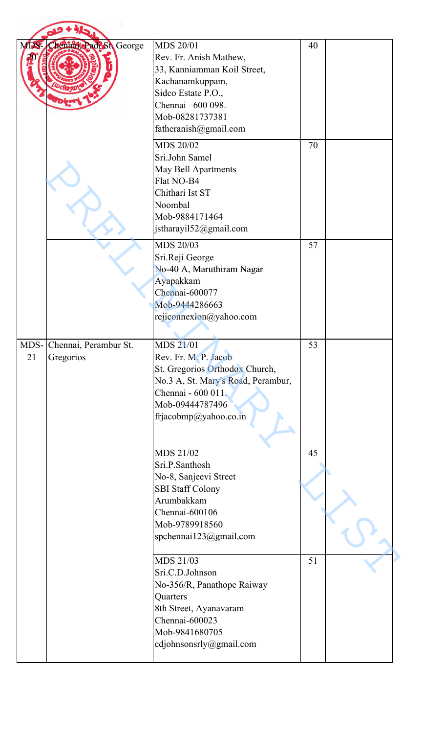| MDS-20 | Chennai, Padi St. George | MDS 20/01<br>Rev. Fr. Anish Mathew,<br>33, Kanniamman Koil Street,<br>Kachanamkuppam,<br>Sidco Estate P.O.,<br>Chennai –600 098.<br>Mob-08281737381<br>fatheranish@gmail.com | 40 | |
|---|---|---|---|---|
| | | MDS 20/02<br>Sri.John Samel<br>May Bell Apartments<br>Flat NO-B4<br>Chithari Ist ST<br>Noombal<br>Mob-9884171464<br>jstharayil52@gmail.com | 70 | |
| | | MDS 20/03<br>Sri.Reji George<br>No-40 A, Maruthiram Nagar<br>Ayapakkam<br>Chennai-600077<br>Mob-9444286663<br>rejiconnexion@yahoo.com | 57 | |
| MDS-21 | Chennai, Perambur St. Gregorios | MDS 21/01<br>Rev. Fr. M. P. Jacob<br>St. Gregorios Orthodox Church,<br>No.3 A, St. Mary's Road, Perambur,<br>Chennai - 600 011.<br>Mob-09444787496<br>frjacobmp@yahoo.co.in | 53 | |
| | | MDS 21/02<br>Sri.P.Santhosh<br>No-8, Sanjeevi Street<br>SBI Staff Colony<br>Arumbakkam<br>Chennai-600106<br>Mob-9789918560<br>spchennai123@gmail.com | 45 | |
| | | MDS 21/03<br>Sri.C.D.Johnson<br>No-356/R, Panathope Raiway<br>Quarters<br>8th Street, Ayanavaram<br>Chennai-600023<br>Mob-9841680705<br>cdjohnsonsrly@gmail.com | 51 | |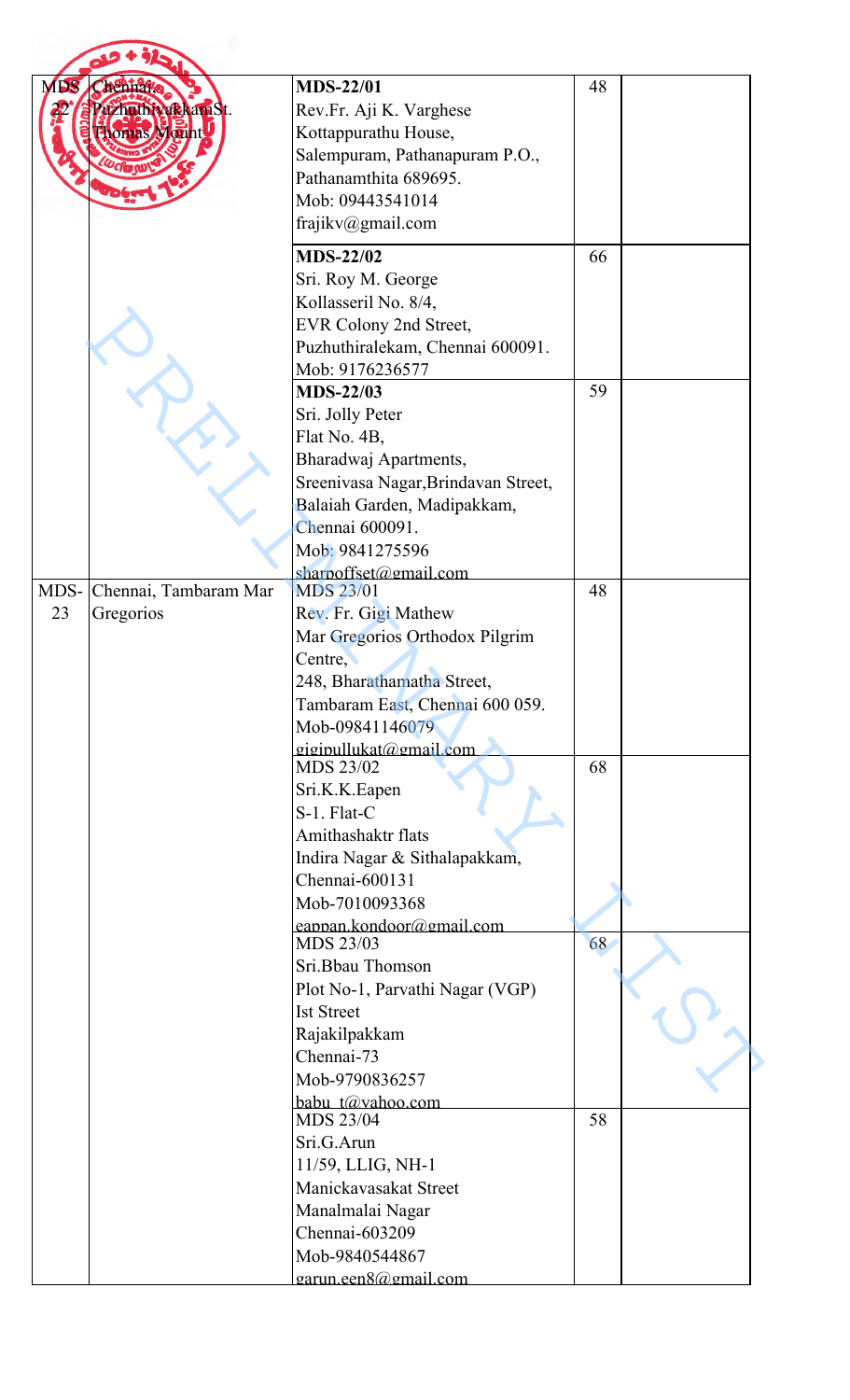| | | | | |
|---|---|---|---|---|
| MDS-22 | Chennai, Puzhuthivakkam St. Thomas Mount | **MDS-22/01**<br>Rev.Fr. Aji K. Varghese<br>Kottappurathu House,<br>Salempuram, Pathanapuram P.O.,<br>Pathanamthita 689695.<br>Mob: 09443541014<br>frajikv@gmail.com | 48 | |
| | | **MDS-22/02**<br>Sri. Roy M. George<br>Kollasseril No. 8/4,<br>EVR Colony 2nd Street,<br>Puzhuthiralekam, Chennai 600091.<br>Mob: 9176236577 | 66 | |
| | | **MDS-22/03**<br>Sri. Jolly Peter<br>Flat No. 4B,<br>Bharadwaj Apartments,<br>Sreenivasa Nagar,Brindavan Street,<br>Balaiah Garden, Madipakkam,<br>Chennai 600091.<br>Mob: 9841275596<br>sharpoffset@gmail.com | 59 | |
| MDS-23 | Chennai, Tambaram Mar Gregorios | MDS 23/01<br>Rev. Fr. Gigi Mathew<br>Mar Gregorios Orthodox Pilgrim Centre,<br>248, Bharathamatha Street,<br>Tambaram East, Chennai 600 059.<br>Mob-09841146079<br>gigipullukat@gmail.com | 48 | |
| | | MDS 23/02<br>Sri.K.K.Eapen<br>S-1. Flat-C<br>Amithashaktr flats<br>Indira Nagar & Sithalapakkam,<br>Chennai-600131<br>Mob-7010093368<br>eappan.kondoor@gmail.com | 68 | |
| | | MDS 23/03<br>Sri.Bbau Thomson<br>Plot No-1, Parvathi Nagar (VGP)<br>Ist Street<br>Rajakilpakkam<br>Chennai-73<br>Mob-9790836257<br>babu_t@yahoo.com | 68 | |
| | | MDS 23/04<br>Sri.G.Arun<br>11/59, LLIG, NH-1<br>Manickavasakat Street<br>Manalmalai Nagar<br>Chennai-603209<br>Mob-9840544867<br>garun.een8@gmail.com | 58 | |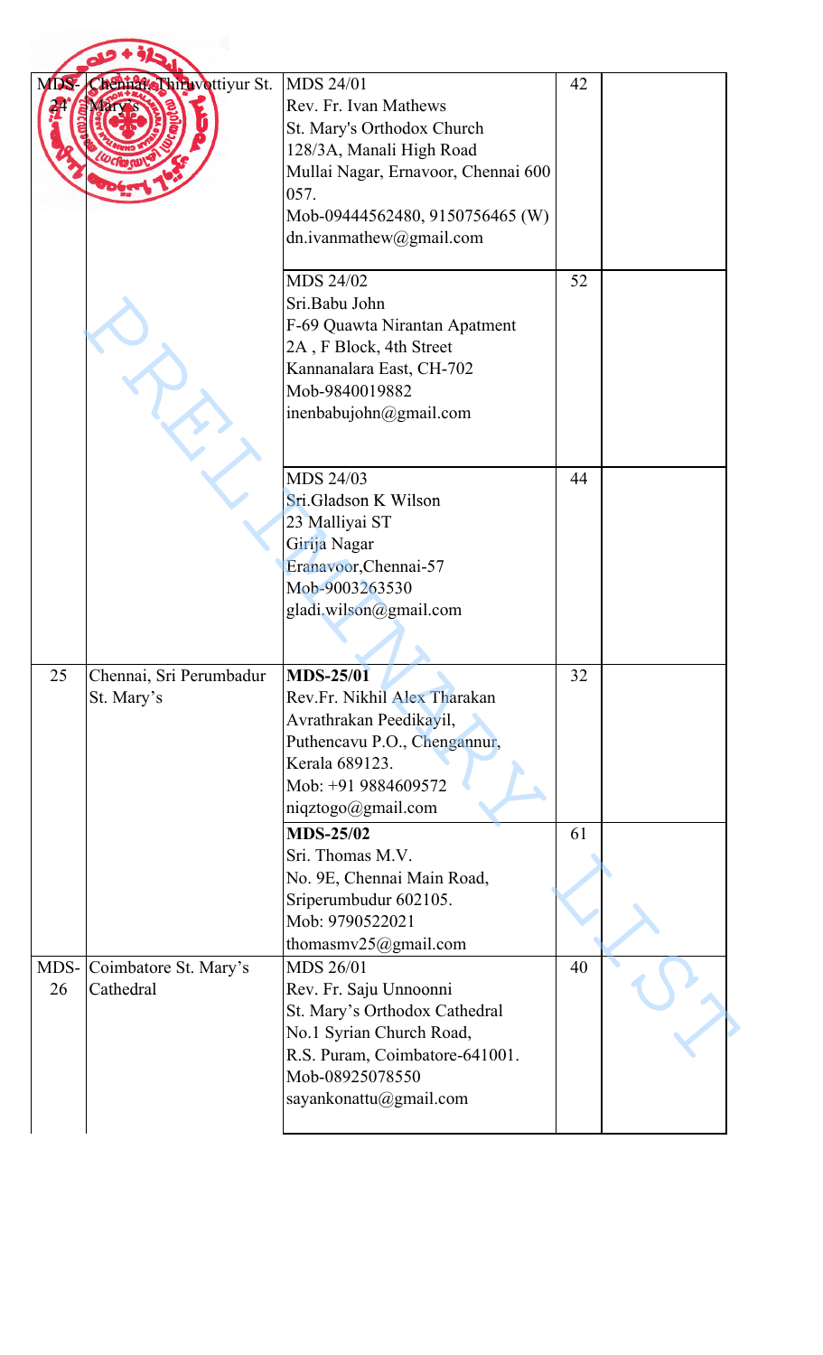| MDS-24 | Chennai, Thiruvottiyur St. Mary's | MDS 24/01<br>Rev. Fr. Ivan Mathews<br>St. Mary's Orthodox Church<br>128/3A, Manali High Road<br>Mullai Nagar, Ernavoor, Chennai 600 057.<br>Mob-09444562480, 9150756465 (W)<br>dn.ivanmathew@gmail.com | 42 | |
|---|---|---|---|---|
| | | MDS 24/02<br>Sri.Babu John<br>F-69 Quawta Nirantan Apatment<br>2A , F Block, 4th Street<br>Kannanalara East, CH-702<br>Mob-9840019882<br>inenbabujohn@gmail.com | 52 | |
| | | MDS 24/03<br>Sri.Gladson K Wilson<br>23 Malliyai ST<br>Girija Nagar<br>Eranavoor,Chennai-57<br>Mob-9003263530<br>gladi.wilson@gmail.com | 44 | |
| 25 | Chennai, Sri Perumbadur St. Mary's | **MDS-25/01**<br>Rev.Fr. Nikhil Alex Tharakan<br>Avrathrakan Peedikayil,<br>Puthencavu P.O., Chengannur,<br>Kerala 689123.<br>Mob: +91 9884609572<br>niqztogo@gmail.com | 32 | |
| | | **MDS-25/02**<br>Sri. Thomas M.V.<br>No. 9E, Chennai Main Road,<br>Sriperumbudur 602105.<br>Mob: 9790522021<br>thomasmv25@gmail.com | 61 | |
| MDS-26 | Coimbatore St. Mary's Cathedral | MDS 26/01<br>Rev. Fr. Saju Unnoonni<br>St. Mary's Orthodox Cathedral<br>No.1 Syrian Church Road,<br>R.S. Puram, Coimbatore-641001.<br>Mob-08925078550<br>sayankonattu@gmail.com | 40 | |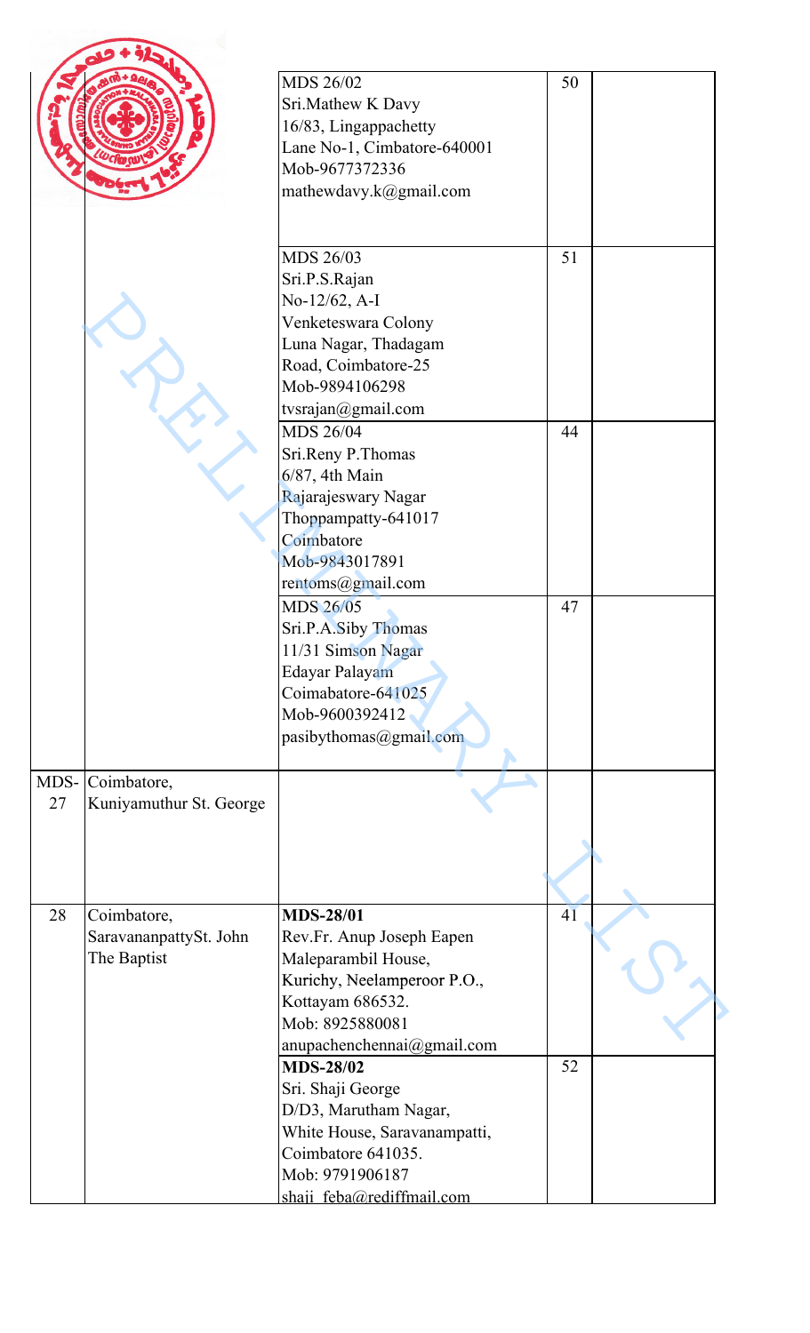| | | | | |
|---|---|---|---|---|
| | | MDS 26/02<br>Sri.Mathew K Davy<br>16/83, Lingappachetty<br>Lane No-1, Cimbatore-640001<br>Mob-9677372336<br>mathewdavy.k@gmail.com | 50 | |
| | | MDS 26/03<br>Sri.P.S.Rajan<br>No-12/62, A-I<br>Venketeswara Colony<br>Luna Nagar, Thadagam<br>Road, Coimbatore-25<br>Mob-9894106298<br>tvsrajan@gmail.com | 51 | |
| | | MDS 26/04<br>Sri.Reny P.Thomas<br>6/87, 4th Main<br>Rajarajeswary Nagar<br>Thoppampatty-641017<br>Coimbatore<br>Mob-9843017891<br>rentoms@gmail.com | 44 | |
| | | MDS 26/05<br>Sri.P.A.Siby Thomas<br>11/31 Simson Nagar<br>Edayar Palayam<br>Coimabatore-641025<br>Mob-9600392412<br>pasibythomas@gmail.com | 47 | |
| MDS-27 | Coimbatore,<br>Kuniyamuthur St. George | | | |
| 28 | Coimbatore,<br>SaravananpattySt. John The Baptist | **MDS-28/01**<br>Rev.Fr. Anup Joseph Eapen<br>Maleparambil House,<br>Kurichy, Neelamperoor P.O.,<br>Kottayam 686532.<br>Mob: 8925880081<br>anupachenchennai@gmail.com | 41 | |
| | | **MDS-28/02**<br>Sri. Shaji George<br>D/D3, Marutham Nagar,<br>White House, Saravanampatti,<br>Coimbatore 641035.<br>Mob: 9791906187<br>shaji_feba@rediffmail.com | 52 | |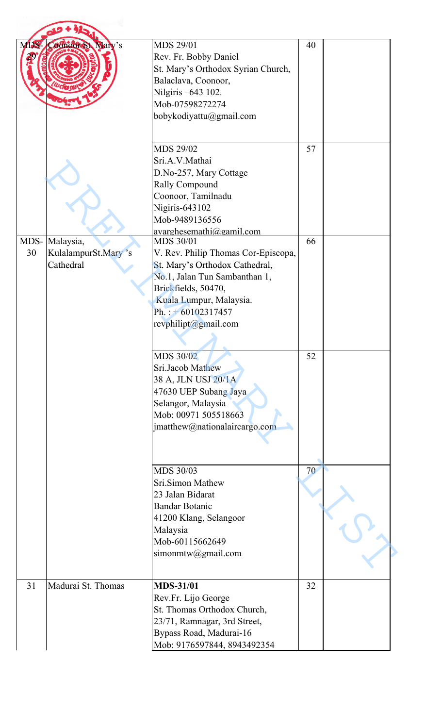| MDS-29 | Coonoor St. Mary's | MDS 29/01<br>Rev. Fr. Bobby Daniel<br>St. Mary's Orthodox Syrian Church,<br>Balaclava, Coonoor,<br>Nilgiris –643 102.<br>Mob-07598272274<br>bobykodiyattu@gmail.com | 40 | |
|---|---|---|---|---|
| | | MDS 29/02<br>Sri.A.V.Mathai<br>D.No-257, Mary Cottage<br>Rally Compound<br>Coonoor, Tamilnadu<br>Nigiris-643102<br>Mob-9489136556<br>avarghesemathi@gamil.com | 57 | |
| MDS-30 | Malaysia, KulalampurSt.Mary 's Cathedral | MDS 30/01<br>V. Rev. Philip Thomas Cor-Episcopa,<br>St. Mary's Orthodox Cathedral,<br>No.1, Jalan Tun Sambanthan 1,<br>Brickfields, 50470,<br>Kuala Lumpur, Malaysia.<br>Ph. : + 60102317457<br>revphilipt@gmail.com | 66 | |
| | | MDS 30/02<br>Sri.Jacob Mathew<br>38 A, JLN USJ 20/1A<br>47630 UEP Subang Jaya<br>Selangor, Malaysia<br>Mob: 00971 505518663<br>jmatthew@nationalaircargo.com | 52 | |
| | | MDS 30/03<br>Sri.Simon Mathew<br>23 Jalan Bidarat<br>Bandar Botanic<br>41200 Klang, Selangoor<br>Malaysia<br>Mob-60115662649<br>simonmtw@gmail.com | 70 | |
| 31 | Madurai St. Thomas | **MDS-31/01**<br>Rev.Fr. Lijo George<br>St. Thomas Orthodox Church,<br>23/71, Ramnagar, 3rd Street,<br>Bypass Road, Madurai-16<br>Mob: 9176597844, 8943492354 | 32 | |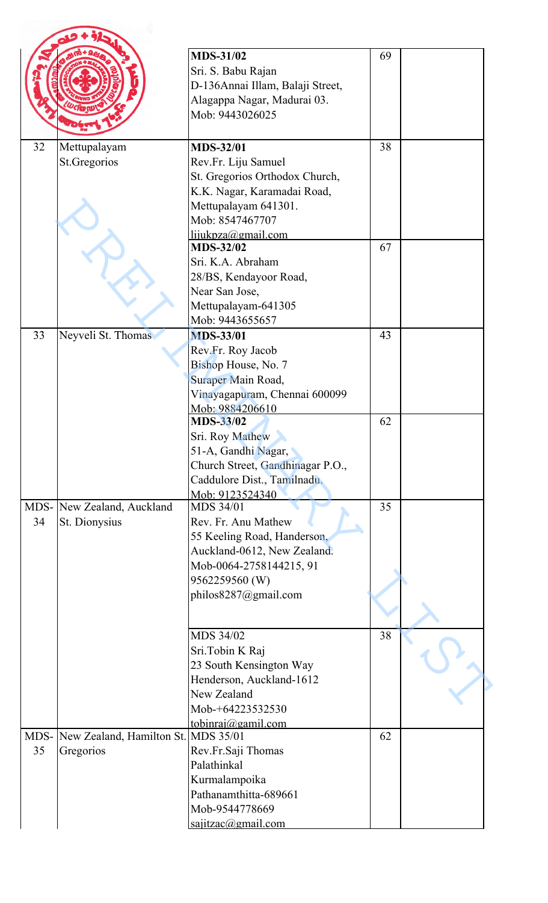| | | | | |
|---|---|---|---|---|
| | | MDS-31/02<br>Sri. S. Babu Rajan<br>D-136Annai Illam, Balaji Street,<br>Alagappa Nagar, Madurai 03.<br>Mob: 9443026025 | 69 | |
| 32 | Mettupalayam St.Gregorios | MDS-32/01<br>Rev.Fr. Liju Samuel<br>St. Gregorios Orthodox Church,<br>K.K. Nagar, Karamadai Road,<br>Mettupalayam 641301.<br>Mob: 8547467707<br>lijukpza@gmail.com | 38 | |
| | | MDS-32/02<br>Sri. K.A. Abraham<br>28/BS, Kendayoor Road,<br>Near San Jose,<br>Mettupalayam-641305<br>Mob: 9443655657 | 67 | |
| 33 | Neyveli St. Thomas | MDS-33/01<br>Rev.Fr. Roy Jacob<br>Bishop House, No. 7<br>Suraper Main Road,<br>Vinayagapuram, Chennai 600099<br>Mob: 9884206610 | 43 | |
| | | MDS-33/02<br>Sri. Roy Mathew<br>51-A, Gandhi Nagar,<br>Church Street, Gandhinagar P.O.,<br>Caddulore Dist., Tamilnadu.<br>Mob: 9123524340 | 62 | |
| MDS-34 | New Zealand, Auckland St. Dionysius | MDS 34/01<br>Rev. Fr. Anu Mathew<br>55 Keeling Road, Handerson,<br>Auckland-0612, New Zealand.<br>Mob-0064-2758144215, 91 9562259560 (W)<br>philos8287@gmail.com | 35 | |
| | | MDS 34/02<br>Sri.Tobin K Raj<br>23 South Kensington Way<br>Henderson, Auckland-1612<br>New Zealand<br>Mob-+64223532530<br>tobinraj@gamil.com | 38 | |
| MDS-35 | New Zealand, Hamilton St. Gregorios | MDS 35/01<br>Rev.Fr.Saji Thomas<br>Palathinkal<br>Kurmalampoika<br>Pathanamthitta-689661<br>Mob-9544778669<br>sajitzac@gmail.com | 62 | |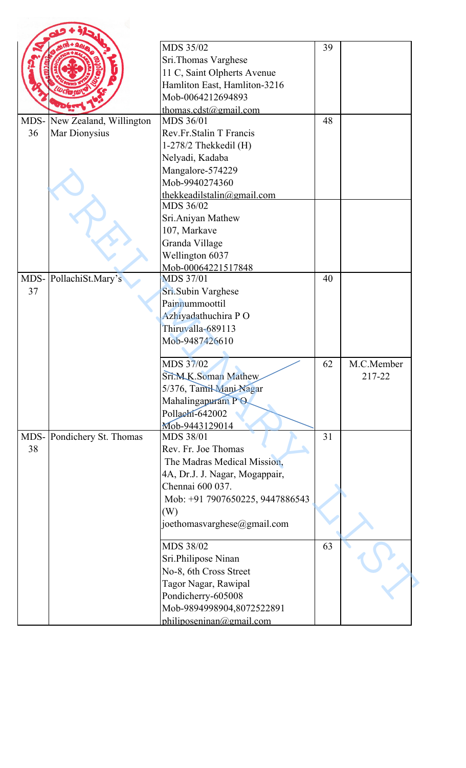| | | | | |
|---|---|---|---|---|
| | | MDS 35/02<br>Sri.Thomas Varghese<br>11 C, Saint Olpherts Avenue<br>Hamliton East, Hamliton-3216<br>Mob-0064212694893<br>thomas.cdst@gmail.com | 39 | |
| MDS-36 | New Zealand, Willington Mar Dionysius | MDS 36/01<br>Rev.Fr.Stalin T Francis<br>1-278/2 Thekkedil (H)<br>Nelyadi, Kadaba<br>Mangalore-574229<br>Mob-9940274360<br>thekkeadilstalin@gmail.com | 48 | |
| | | MDS 36/02<br>Sri.Aniyan Mathew<br>107, Markave<br>Granda Village<br>Wellington 6037<br>Mob-00064221517848 | | |
| MDS-37 | PollachiSt.Mary's | MDS 37/01<br>Sri.Subin Varghese<br>Painnummoottil<br>Azhiyadathuchira P O<br>Thiruvalla-689113<br>Mob-9487426610 | 40 | |
| | | MDS 37/02<br>Sri.M.K.Soman Mathew<br>5/376, Tamil Mani Nagar<br>Mahalingapuram P O<br>Pollachi-642002<br>Mob-9443129014 | 62 | M.C.Member 217-22 |
| MDS-38 | Pondichery St. Thomas | MDS 38/01<br>Rev. Fr. Joe Thomas<br>The Madras Medical Mission,<br>4A, Dr.J. J. Nagar, Mogappair,<br>Chennai 600 037.<br>Mob: +91 7907650225, 9447886543 (W)<br>joethomasvarghese@gmail.com | 31 | |
| | | MDS 38/02<br>Sri.Philipose Ninan<br>No-8, 6th Cross Street<br>Tagor Nagar, Rawipal<br>Pondicherry-605008<br>Mob-9894998904,8072522891<br>philiposeninan@gmail.com | 63 | |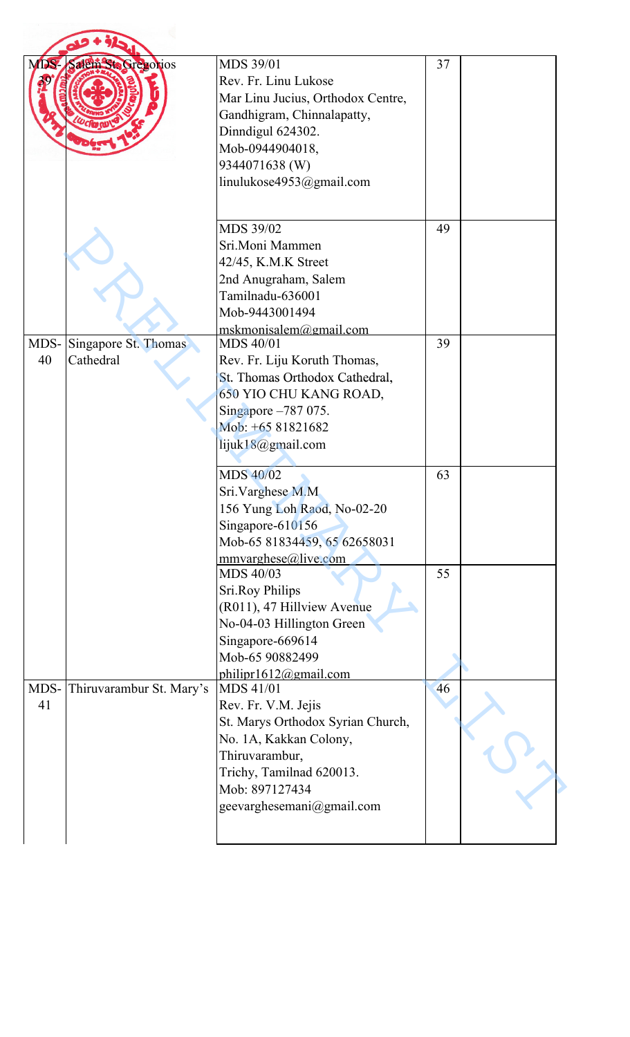| | | | | |
|---|---|---|---|---|
| MDS-39 | Salem St. Gregorios | MDS 39/01<br>Rev. Fr. Linu Lukose<br>Mar Linu Jucius, Orthodox Centre,<br>Gandhigram, Chinnalapatty,<br>Dinndigul 624302.<br>Mob-0944904018,<br>9344071638 (W)<br>linulukose4953@gmail.com | 37 | |
| | | MDS 39/02<br>Sri.Moni Mammen<br>42/45, K.M.K Street<br>2nd Anugraham, Salem<br>Tamilnadu-636001<br>Mob-9443001494<br>mskmonisalem@gmail.com | 49 | |
| MDS-40 | Singapore St. Thomas Cathedral | MDS 40/01<br>Rev. Fr. Liju Koruth Thomas,<br>St. Thomas Orthodox Cathedral,<br>650 YIO CHU KANG ROAD,<br>Singapore –787 075.<br>Mob: +65 81821682<br>lijuk18@gmail.com | 39 | |
| | | MDS 40/02<br>Sri.Varghese M.M<br>156 Yung Loh Raod, No-02-20<br>Singapore-610156<br>Mob-65 81834459, 65 62658031<br>mmvarghese@live.com | 63 | |
| | | MDS 40/03<br>Sri.Roy Philips<br>(R011), 47 Hillview Avenue<br>No-04-03 Hillington Green<br>Singapore-669614<br>Mob-65 90882499<br>philipr1612@gmail.com | 55 | |
| MDS-41 | Thiruvarambur St. Mary's | MDS 41/01<br>Rev. Fr. V.M. Jejis<br>St. Marys Orthodox Syrian Church,<br>No. 1A, Kakkan Colony,<br>Thiruvarambur,<br>Trichy, Tamilnad 620013.<br>Mob: 897127434<br>geevarghesemani@gmail.com | 46 | |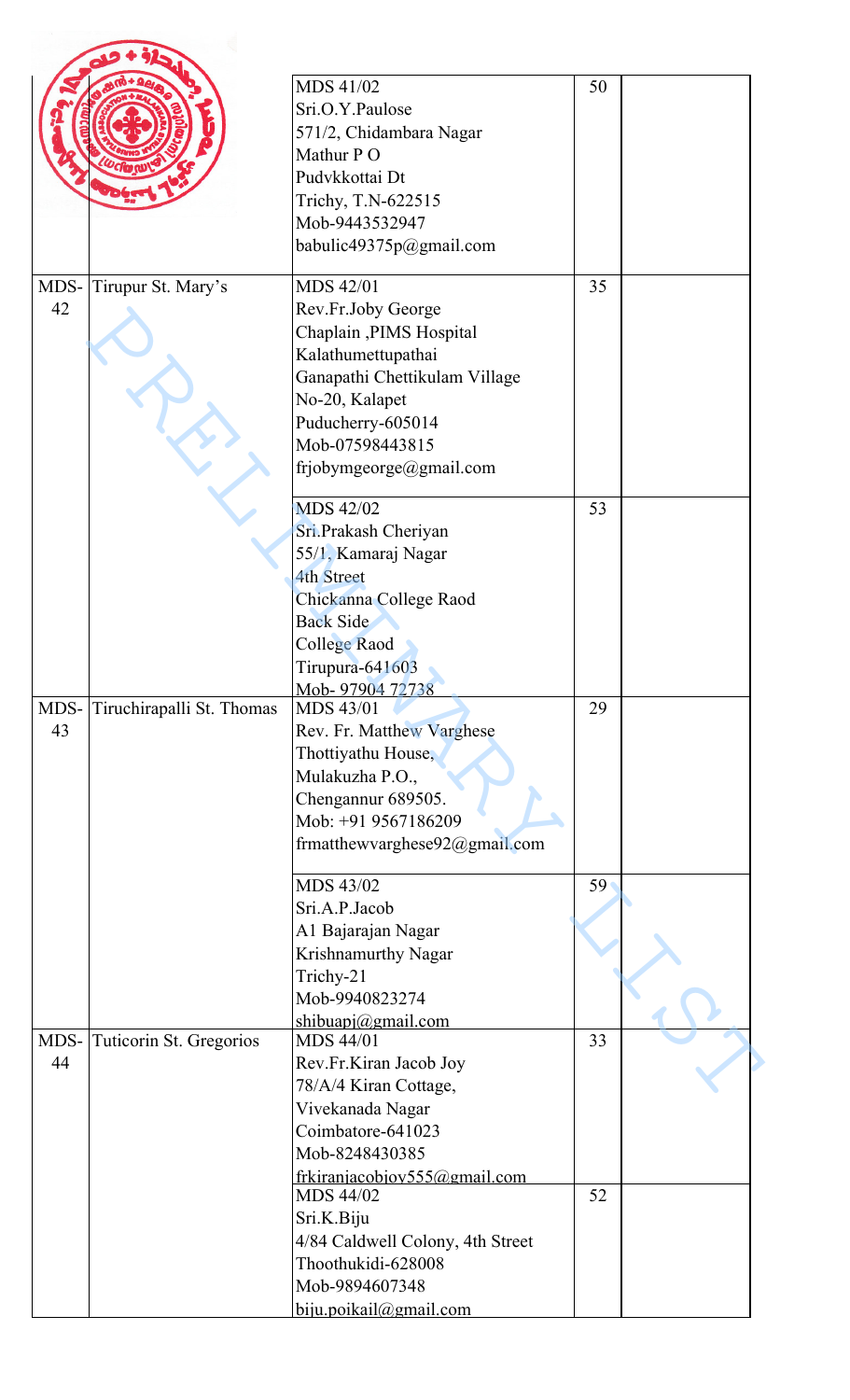| | | | | |
|---|---|---|---|---|
| | | MDS 41/02<br>Sri.O.Y.Paulose<br>571/2, Chidambara Nagar<br>Mathur P O<br>Pudvkkottai Dt<br>Trichy, T.N-622515<br>Mob-9443532947<br>babulic49375p@gmail.com | 50 | |
| MDS-42 | Tirupur St. Mary's | MDS 42/01<br>Rev.Fr.Joby George<br>Chaplain ,PIMS Hospital<br>Kalathumettupathai<br>Ganapathi Chettikulam Village<br>No-20, Kalapet<br>Puducherry-605014<br>Mob-07598443815<br>frjobymgeorge@gmail.com | 35 | |
| | | MDS 42/02<br>Sri.Prakash Cheriyan<br>55/1, Kamaraj Nagar<br>4th Street<br>Chickanna College Raod<br>Back Side<br>College Raod<br>Tirupura-641603<br>Mob- 97904 72738 | 53 | |
| MDS-43 | Tiruchirapalli St. Thomas | MDS 43/01<br>Rev. Fr. Matthew Varghese<br>Thottiyathu House,<br>Mulakuzha P.O.,<br>Chengannur 689505.<br>Mob: +91 9567186209<br>frmatthewvarghese92@gmail.com | 29 | |
| | | MDS 43/02<br>Sri.A.P.Jacob<br>A1 Bajarajan Nagar<br>Krishnamurthy Nagar<br>Trichy-21<br>Mob-9940823274<br>shibuapj@gmail.com | 59 | |
| MDS-44 | Tuticorin St. Gregorios | MDS 44/01<br>Rev.Fr.Kiran Jacob Joy<br>78/A/4 Kiran Cottage,<br>Vivekanada Nagar<br>Coimbatore-641023<br>Mob-8248430385<br>frkiranjacobjoy555@gmail.com | 33 | |
| | | MDS 44/02<br>Sri.K.Biju<br>4/84 Caldwell Colony, 4th Street<br>Thoothukidi-628008<br>Mob-9894607348<br>biju.poikail@gmail.com | 52 | |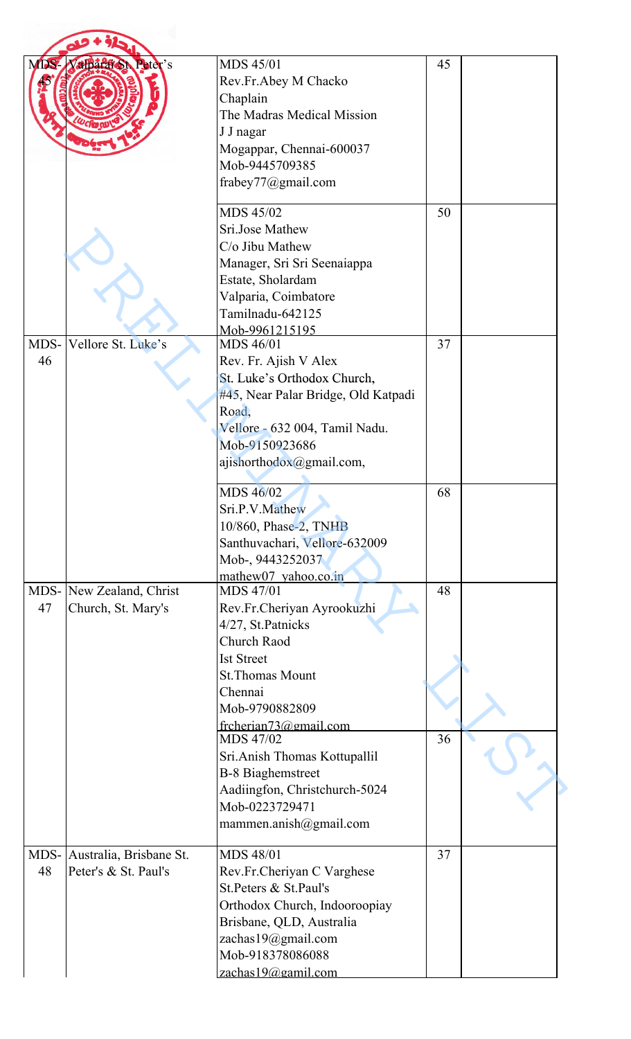| MDS-45 | Valparai St. Peter's | MDS 45/01<br>Rev.Fr.Abey M Chacko<br>Chaplain<br>The Madras Medical Mission<br>J J nagar<br>Mogappar, Chennai-600037<br>Mob-9445709385<br>frabey77@gmail.com | 45 | |
|---|---|---|---|---|
| | | MDS 45/02<br>Sri.Jose Mathew<br>C/o Jibu Mathew<br>Manager, Sri Sri Seenaiappa Estate, Sholardam<br>Valparia, Coimbatore<br>Tamilnadu-642125<br>Mob-9961215195 | 50 | |
| MDS-46 | Vellore St. Luke's | MDS 46/01<br>Rev. Fr. Ajish V Alex<br>St. Luke's Orthodox Church,<br>#45, Near Palar Bridge, Old Katpadi Road,<br>Vellore - 632 004, Tamil Nadu.<br>Mob-9150923686<br>ajishorthodox@gmail.com, | 37 | |
| | | MDS 46/02<br>Sri.P.V.Mathew<br>10/860, Phase-2, TNHB<br>Santhuvachari, Vellore-632009<br>Mob-, 9443252037<br>mathew07 yahoo.co.in | 68 | |
| MDS-47 | New Zealand, Christ Church, St. Mary's | MDS 47/01<br>Rev.Fr.Cheriyan Ayrookuzhi<br>4/27, St.Patnicks<br>Church Raod<br>Ist Street<br>St.Thomas Mount<br>Chennai<br>Mob-9790882809<br>frcherian73@gmail.com | 48 | |
| | | MDS 47/02<br>Sri.Anish Thomas Kottupallil<br>B-8 Biaghemstreet<br>Aadiingfon, Christchurch-5024<br>Mob-0223729471<br>mammen.anish@gmail.com | 36 | |
| MDS-48 | Australia, Brisbane St. Peter's & St. Paul's | MDS 48/01<br>Rev.Fr.Cheriyan C Varghese<br>St.Peters & St.Paul's<br>Orthodox Church, Indooroopiay<br>Brisbane, QLD, Australia<br>zachas19@gmail.com<br>Mob-918378086088<br>zachas19@gamil.com | 37 | |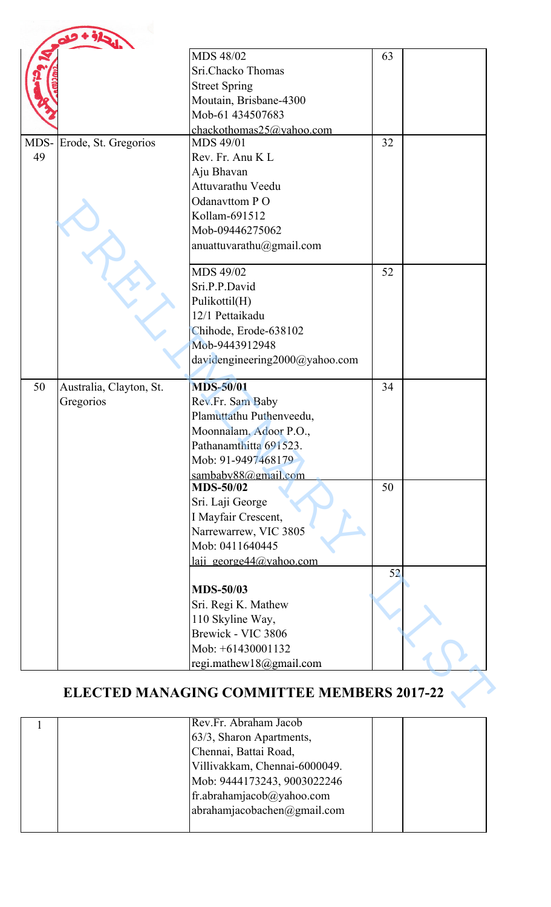| | | | | |
|---|---|---|---|---|
| | | MDS 48/02<br>Sri.Chacko Thomas<br>Street Spring<br>Moutain, Brisbane-4300<br>Mob-61 434507683<br>chackothomas25@yahoo.com | 63 | |
| MDS-49 | Erode, St. Gregorios | MDS 49/01<br>Rev. Fr. Anu K L<br>Aju Bhavan<br>Attuvarathu Veedu<br>Odanavttom P O<br>Kollam-691512<br>Mob-09446275062<br>anuattuvarathu@gmail.com | 32 | |
| | | MDS 49/02<br>Sri.P.P.David<br>Pulikottil(H)<br>12/1 Pettaikadu<br>Chihode, Erode-638102<br>Mob-9443912948<br>davidengineering2000@yahoo.com | 52 | |
| 50 | Australia, Clayton, St. Gregorios | **MDS-50/01**<br>Rev.Fr. Sam Baby<br>Plamuttathu Puthenveedu,<br>Moonnalam, Adoor P.O.,<br>Pathanamthitta 691523.<br>Mob: 91-9497468179<br>sambaby88@gmail.com | 34 | |
| | | **MDS-50/02**<br>Sri. Laji George<br>I Mayfair Crescent,<br>Narrewarrew, VIC 3805<br>Mob: 0411640445<br>laji_george44@yahoo.com | 50 | |
| | | **MDS-50/03**<br>Sri. Regi K. Mathew<br>110 Skyline Way,<br>Brewick - VIC 3806<br>Mob: +61430001132<br>regi.mathew18@gmail.com | 52 | |

## ELECTED MANAGING COMMITTEE MEMBERS 2017-22

| | | | | |
|---|---|---|---|---|
| 1 | | Rev.Fr. Abraham Jacob<br>63/3, Sharon Apartments,<br>Chennai, Battai Road,<br>Villivakkam, Chennai-6000049.<br>Mob: 9444173243, 9003022246<br>fr.abrahamjacob@yahoo.com<br>abrahamjacobachen@gmail.com | | |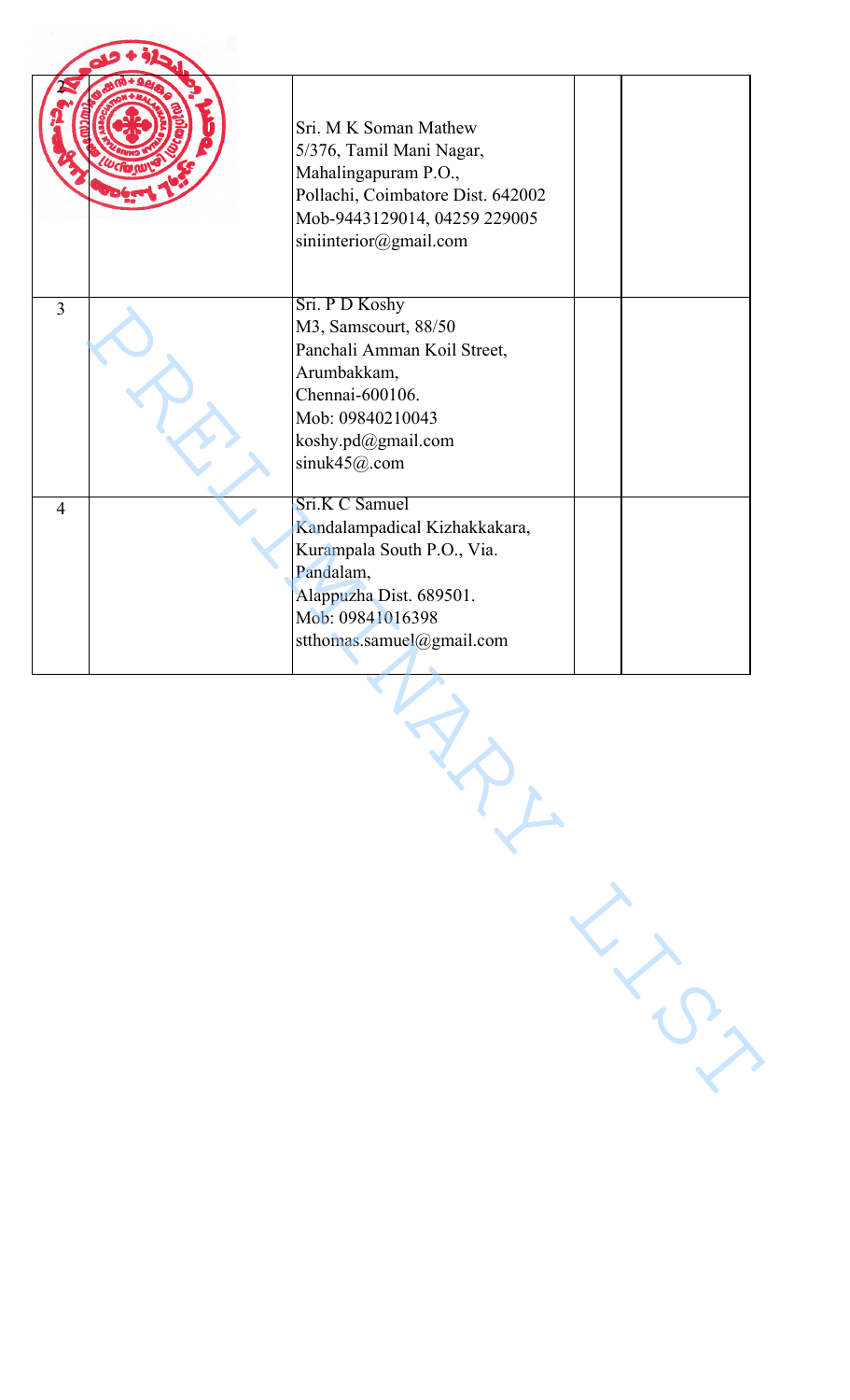| | | | | |
|---|---|---|---|---|
| 2 | | Sri. M K Soman Mathew<br>5/376, Tamil Mani Nagar,<br>Mahalingapuram P.O.,<br>Pollachi, Coimbatore Dist. 642002<br>Mob-9443129014, 04259 229005<br>siniinterior@gmail.com | | |
| 3 | | Sri. P D Koshy<br>M3, Samscourt, 88/50<br>Panchali Amman Koil Street,<br>Arumbakkam,<br>Chennai-600106.<br>Mob: 09840210043<br>koshy.pd@gmail.com<br>sinuk45@.com | | |
| 4 | | Sri.K C Samuel<br>Kandalampadical Kizhakkakara,<br>Kurampala South P.O., Via.<br>Pandalam,<br>Alappuzha Dist. 689501.<br>Mob: 09841016398<br>stthomas.samuel@gmail.com | | |

PRELIMINARY LIST